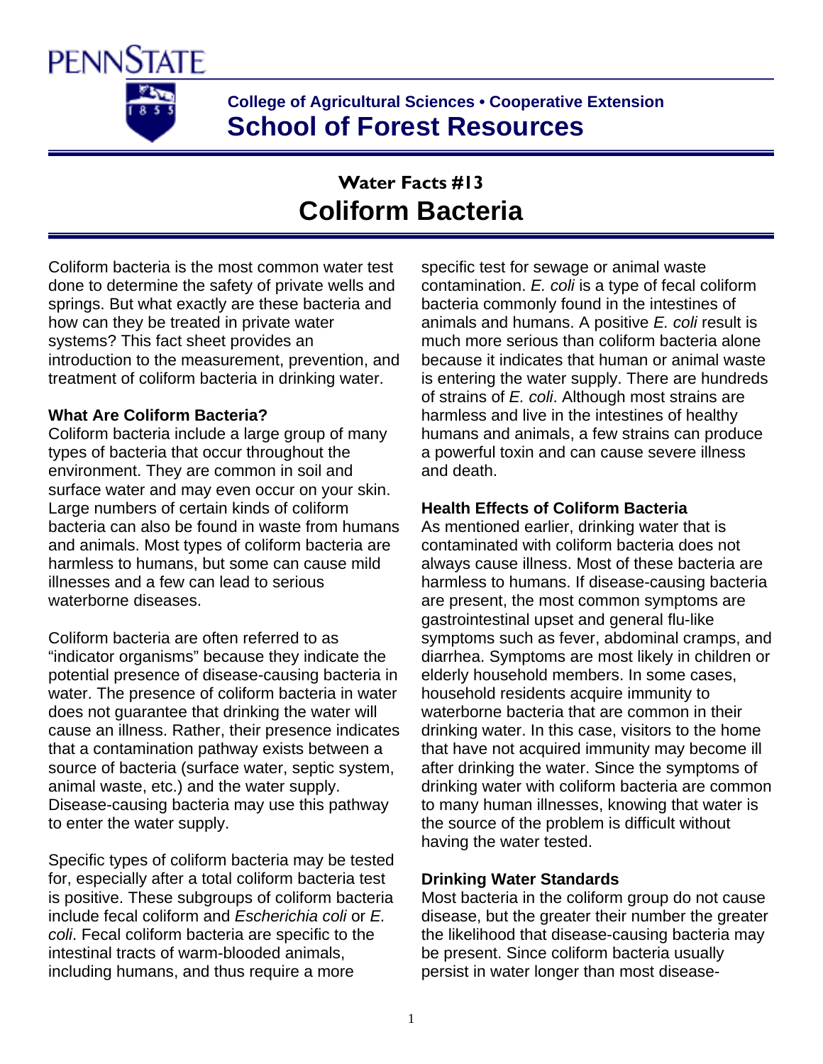PENNSTATE

College of Agricultural Sciences • Cooperative Extension

**School of Forest Resources**

# Water Facts #13

# Coliform Bacteria

Coliform bacteria is the most common water test done to determine the safety of private wells and springs. But what exactly are these bacteria and how can they be treated in private water systems? This fact sheet provides an introduction to the measurement, prevention, and treatment of coliform bacteria in drinking water.

## What Are Coliform Bacteria?

Coliform bacteria include a large group of many types of bacteria that occur throughout the environment. They are common in soil and surface water and may even occur on your skin. Large numbers of certain kinds of coliform bacteria can also be found in waste from humans and animals. Most types of coliform bacteria are harmless to humans, but some can cause mild illnesses and a few can lead to serious waterborne diseases.

Coliform bacteria are often referred to as "indicator organisms" because they indicate the potential presence of disease-causing bacteria in water. The presence of coliform bacteria in water does not guarantee that drinking the water will cause an illness. Rather, their presence indicates that a contamination pathway exists between a source of bacteria (surface water, septic system, animal waste, etc.) and the water supply. Disease-causing bacteria may use this pathway to enter the water supply.

Specific types of coliform bacteria may be tested for, especially after a total coliform bacteria test is positive. These subgroups of coliform bacteria include fecal coliform and *Escherichia coli* or *E. coli*. Fecal coliform bacteria are specific to the intestinal tracts of warm-blooded animals, including humans, and thus require a more specific test for sewage or animal waste contamination. *E. coli* is a type of fecal coliform bacteria commonly found in the intestines of animals and humans. A positive *E. coli* result is much more serious than coliform bacteria alone because it indicates that human or animal waste is entering the water supply. There are hundreds of strains of *E. coli*. Although most strains are harmless and live in the intestines of healthy humans and animals, a few strains can produce a powerful toxin and can cause severe illness and death.

## Health Effects of Coliform Bacteria

As mentioned earlier, drinking water that is contaminated with coliform bacteria does not always cause illness. Most of these bacteria are harmless to humans. If disease-causing bacteria are present, the most common symptoms are gastrointestinal upset and general flu-like symptoms such as fever, abdominal cramps, and diarrhea. Symptoms are most likely in children or elderly household members. In some cases, household residents acquire immunity to waterborne bacteria that are common in their drinking water. In this case, visitors to the home that have not acquired immunity may become ill after drinking the water. Since the symptoms of drinking water with coliform bacteria are common to many human illnesses, knowing that water is the source of the problem is difficult without having the water tested.

## Drinking Water Standards

Most bacteria in the coliform group do not cause disease, but the greater their number the greater the likelihood that disease-causing bacteria may be present. Since coliform bacteria usually persist in water longer than most disease-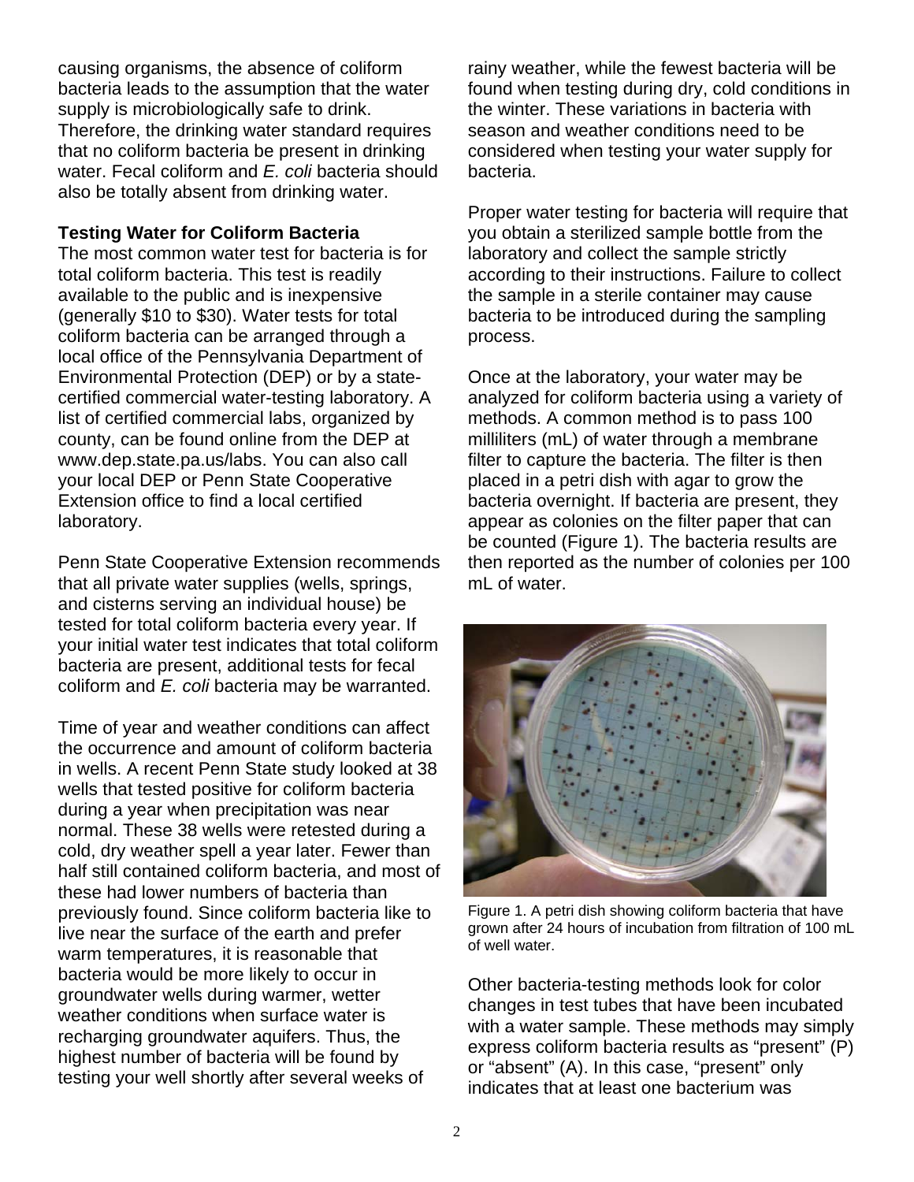causing organisms, the absence of coliform bacteria leads to the assumption that the water supply is microbiologically safe to drink. Therefore, the drinking water standard requires that no coliform bacteria be present in drinking water. Fecal coliform and *E. coli* bacteria should also be totally absent from drinking water.

**Testing Water for Coliform Bacteria**

The most common water test for bacteria is for total coliform bacteria. This test is readily available to the public and is inexpensive (generally $10 to $30). Water tests for total coliform bacteria can be arranged through a local office of the Pennsylvania Department of Environmental Protection (DEP) or by a state-certified commercial water-testing laboratory. A list of certified commercial labs, organized by county, can be found online from the DEP at www.dep.state.pa.us/labs. You can also call your local DEP or Penn State Cooperative Extension office to find a local certified laboratory.

Penn State Cooperative Extension recommends that all private water supplies (wells, springs, and cisterns serving an individual house) be tested for total coliform bacteria every year. If your initial water test indicates that total coliform bacteria are present, additional tests for fecal coliform and *E. coli* bacteria may be warranted.

Time of year and weather conditions can affect the occurrence and amount of coliform bacteria in wells. A recent Penn State study looked at 38 wells that tested positive for coliform bacteria during a year when precipitation was near normal. These 38 wells were retested during a cold, dry weather spell a year later. Fewer than half still contained coliform bacteria, and most of these had lower numbers of bacteria than previously found. Since coliform bacteria like to live near the surface of the earth and prefer warm temperatures, it is reasonable that bacteria would be more likely to occur in groundwater wells during warmer, wetter weather conditions when surface water is recharging groundwater aquifers. Thus, the highest number of bacteria will be found by testing your well shortly after several weeks of rainy weather, while the fewest bacteria will be found when testing during dry, cold conditions in the winter. These variations in bacteria with season and weather conditions need to be considered when testing your water supply for bacteria.

Proper water testing for bacteria will require that you obtain a sterilized sample bottle from the laboratory and collect the sample strictly according to their instructions. Failure to collect the sample in a sterile container may cause bacteria to be introduced during the sampling process.

Once at the laboratory, your water may be analyzed for coliform bacteria using a variety of methods. A common method is to pass 100 milliliters (mL) of water through a membrane filter to capture the bacteria. The filter is then placed in a petri dish with agar to grow the bacteria overnight. If bacteria are present, they appear as colonies on the filter paper that can be counted (Figure 1). The bacteria results are then reported as the number of colonies per 100 mL of water.

Figure 1. A petri dish showing coliform bacteria that have grown after 24 hours of incubation from filtration of 100 mL of well water.

Other bacteria-testing methods look for color changes in test tubes that have been incubated with a water sample. These methods may simply express coliform bacteria results as "present" (P) or "absent" (A). In this case, "present" only indicates that at least one bacterium was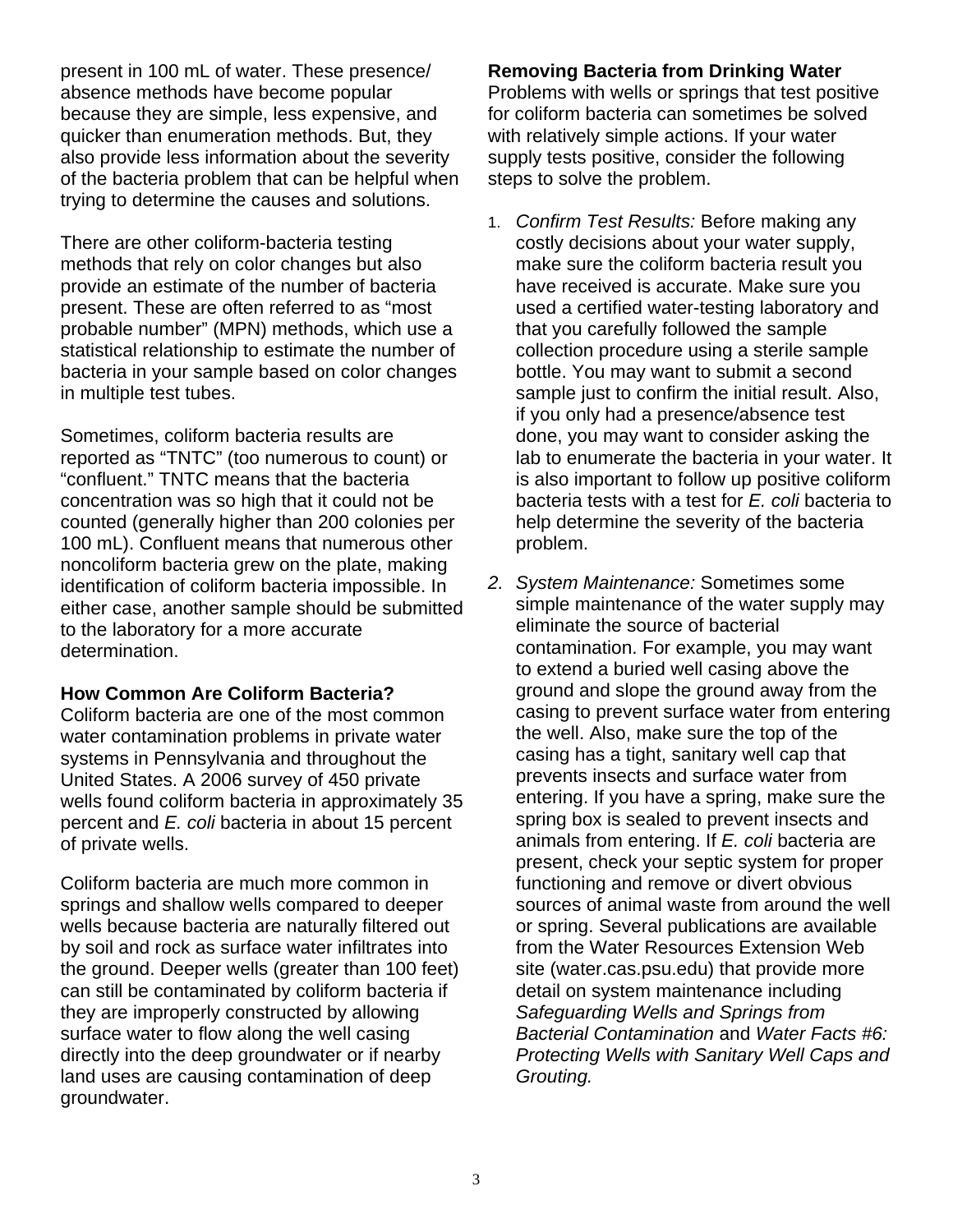present in 100 mL of water. These presence/absence methods have become popular because they are simple, less expensive, and quicker than enumeration methods. But, they also provide less information about the severity of the bacteria problem that can be helpful when trying to determine the causes and solutions.

There are other coliform-bacteria testing methods that rely on color changes but also provide an estimate of the number of bacteria present. These are often referred to as "most probable number" (MPN) methods, which use a statistical relationship to estimate the number of bacteria in your sample based on color changes in multiple test tubes.

Sometimes, coliform bacteria results are reported as "TNTC" (too numerous to count) or "confluent." TNTC means that the bacteria concentration was so high that it could not be counted (generally higher than 200 colonies per 100 mL). Confluent means that numerous other noncoliform bacteria grew on the plate, making identification of coliform bacteria impossible. In either case, another sample should be submitted to the laboratory for a more accurate determination.

**How Common Are Coliform Bacteria?**
Coliform bacteria are one of the most common water contamination problems in private water systems in Pennsylvania and throughout the United States. A 2006 survey of 450 private wells found coliform bacteria in approximately 35 percent and *E. coli* bacteria in about 15 percent of private wells.

Coliform bacteria are much more common in springs and shallow wells compared to deeper wells because bacteria are naturally filtered out by soil and rock as surface water infiltrates into the ground. Deeper wells (greater than 100 feet) can still be contaminated by coliform bacteria if they are improperly constructed by allowing surface water to flow along the well casing directly into the deep groundwater or if nearby land uses are causing contamination of deep groundwater.

**Removing Bacteria from Drinking Water**
Problems with wells or springs that test positive for coliform bacteria can sometimes be solved with relatively simple actions. If your water supply tests positive, consider the following steps to solve the problem.

1. *Confirm Test Results:* Before making any costly decisions about your water supply, make sure the coliform bacteria result you have received is accurate. Make sure you used a certified water-testing laboratory and that you carefully followed the sample collection procedure using a sterile sample bottle. You may want to submit a second sample just to confirm the initial result. Also, if you only had a presence/absence test done, you may want to consider asking the lab to enumerate the bacteria in your water. It is also important to follow up positive coliform bacteria tests with a test for *E. coli* bacteria to help determine the severity of the bacteria problem.

2. *System Maintenance:* Sometimes some simple maintenance of the water supply may eliminate the source of bacterial contamination. For example, you may want to extend a buried well casing above the ground and slope the ground away from the casing to prevent surface water from entering the well. Also, make sure the top of the casing has a tight, sanitary well cap that prevents insects and surface water from entering. If you have a spring, make sure the spring box is sealed to prevent insects and animals from entering. If *E. coli* bacteria are present, check your septic system for proper functioning and remove or divert obvious sources of animal waste from around the well or spring. Several publications are available from the Water Resources Extension Web site (water.cas.psu.edu) that provide more detail on system maintenance including *Safeguarding Wells and Springs from Bacterial Contamination* and *Water Facts #6: Protecting Wells with Sanitary Well Caps and Grouting.*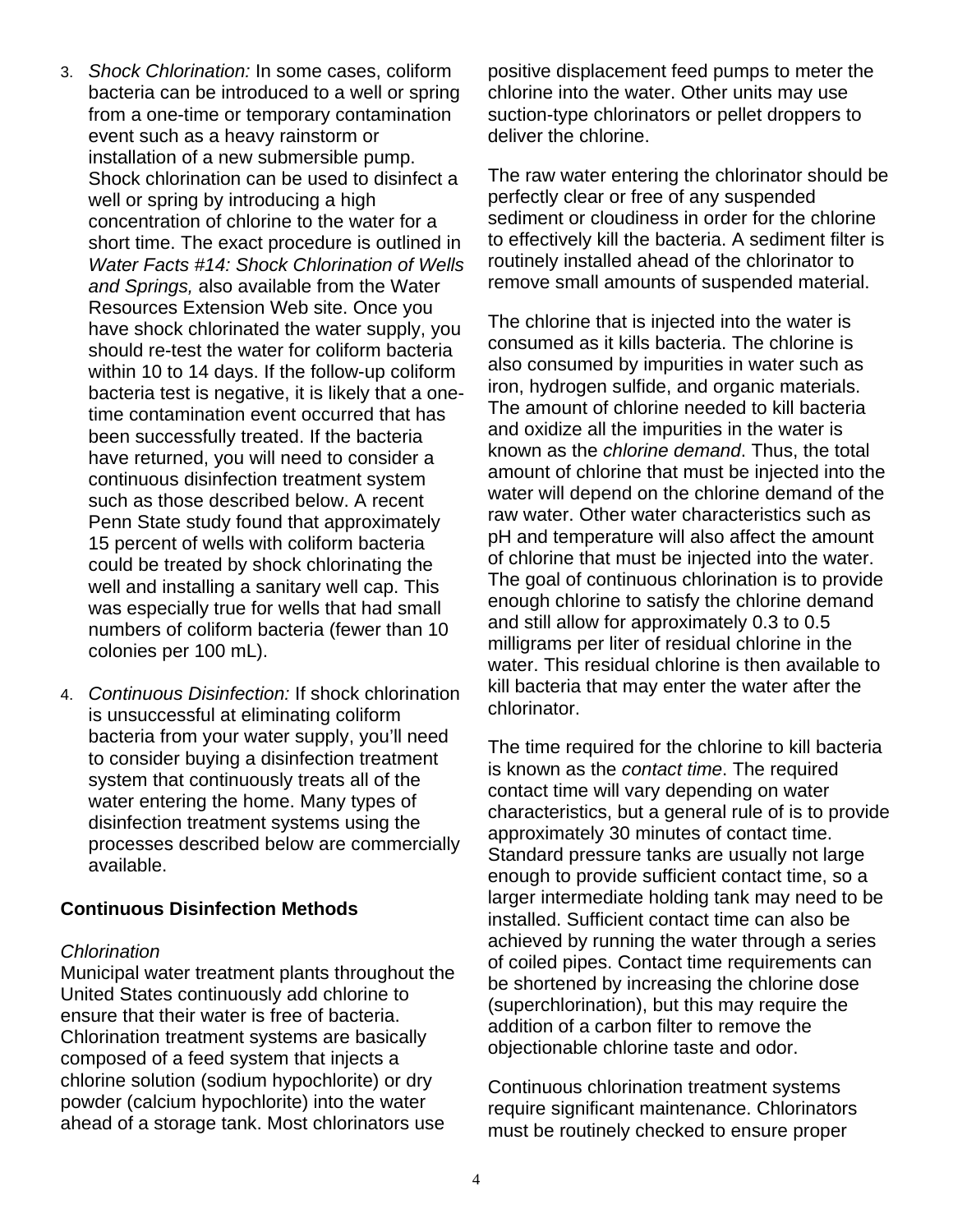3. *Shock Chlorination:* In some cases, coliform bacteria can be introduced to a well or spring from a one-time or temporary contamination event such as a heavy rainstorm or installation of a new submersible pump. Shock chlorination can be used to disinfect a well or spring by introducing a high concentration of chlorine to the water for a short time. The exact procedure is outlined in *Water Facts #14: Shock Chlorination of Wells and Springs,* also available from the Water Resources Extension Web site. Once you have shock chlorinated the water supply, you should re-test the water for coliform bacteria within 10 to 14 days. If the follow-up coliform bacteria test is negative, it is likely that a one-time contamination event occurred that has been successfully treated. If the bacteria have returned, you will need to consider a continuous disinfection treatment system such as those described below. A recent Penn State study found that approximately 15 percent of wells with coliform bacteria could be treated by shock chlorinating the well and installing a sanitary well cap. This was especially true for wells that had small numbers of coliform bacteria (fewer than 10 colonies per 100 mL).

4. *Continuous Disinfection:* If shock chlorination is unsuccessful at eliminating coliform bacteria from your water supply, you'll need to consider buying a disinfection treatment system that continuously treats all of the water entering the home. Many types of disinfection treatment systems using the processes described below are commercially available.

**Continuous Disinfection Methods**

*Chlorination*

Municipal water treatment plants throughout the United States continuously add chlorine to ensure that their water is free of bacteria. Chlorination treatment systems are basically composed of a feed system that injects a chlorine solution (sodium hypochlorite) or dry powder (calcium hypochlorite) into the water ahead of a storage tank. Most chlorinators use positive displacement feed pumps to meter the chlorine into the water. Other units may use suction-type chlorinators or pellet droppers to deliver the chlorine.

The raw water entering the chlorinator should be perfectly clear or free of any suspended sediment or cloudiness in order for the chlorine to effectively kill the bacteria. A sediment filter is routinely installed ahead of the chlorinator to remove small amounts of suspended material.

The chlorine that is injected into the water is consumed as it kills bacteria. The chlorine is also consumed by impurities in water such as iron, hydrogen sulfide, and organic materials. The amount of chlorine needed to kill bacteria and oxidize all the impurities in the water is known as the *chlorine demand*. Thus, the total amount of chlorine that must be injected into the water will depend on the chlorine demand of the raw water. Other water characteristics such as pH and temperature will also affect the amount of chlorine that must be injected into the water. The goal of continuous chlorination is to provide enough chlorine to satisfy the chlorine demand and still allow for approximately 0.3 to 0.5 milligrams per liter of residual chlorine in the water. This residual chlorine is then available to kill bacteria that may enter the water after the chlorinator.

The time required for the chlorine to kill bacteria is known as the *contact time*. The required contact time will vary depending on water characteristics, but a general rule of is to provide approximately 30 minutes of contact time. Standard pressure tanks are usually not large enough to provide sufficient contact time, so a larger intermediate holding tank may need to be installed. Sufficient contact time can also be achieved by running the water through a series of coiled pipes. Contact time requirements can be shortened by increasing the chlorine dose (superchlorination), but this may require the addition of a carbon filter to remove the objectionable chlorine taste and odor.

Continuous chlorination treatment systems require significant maintenance. Chlorinators must be routinely checked to ensure proper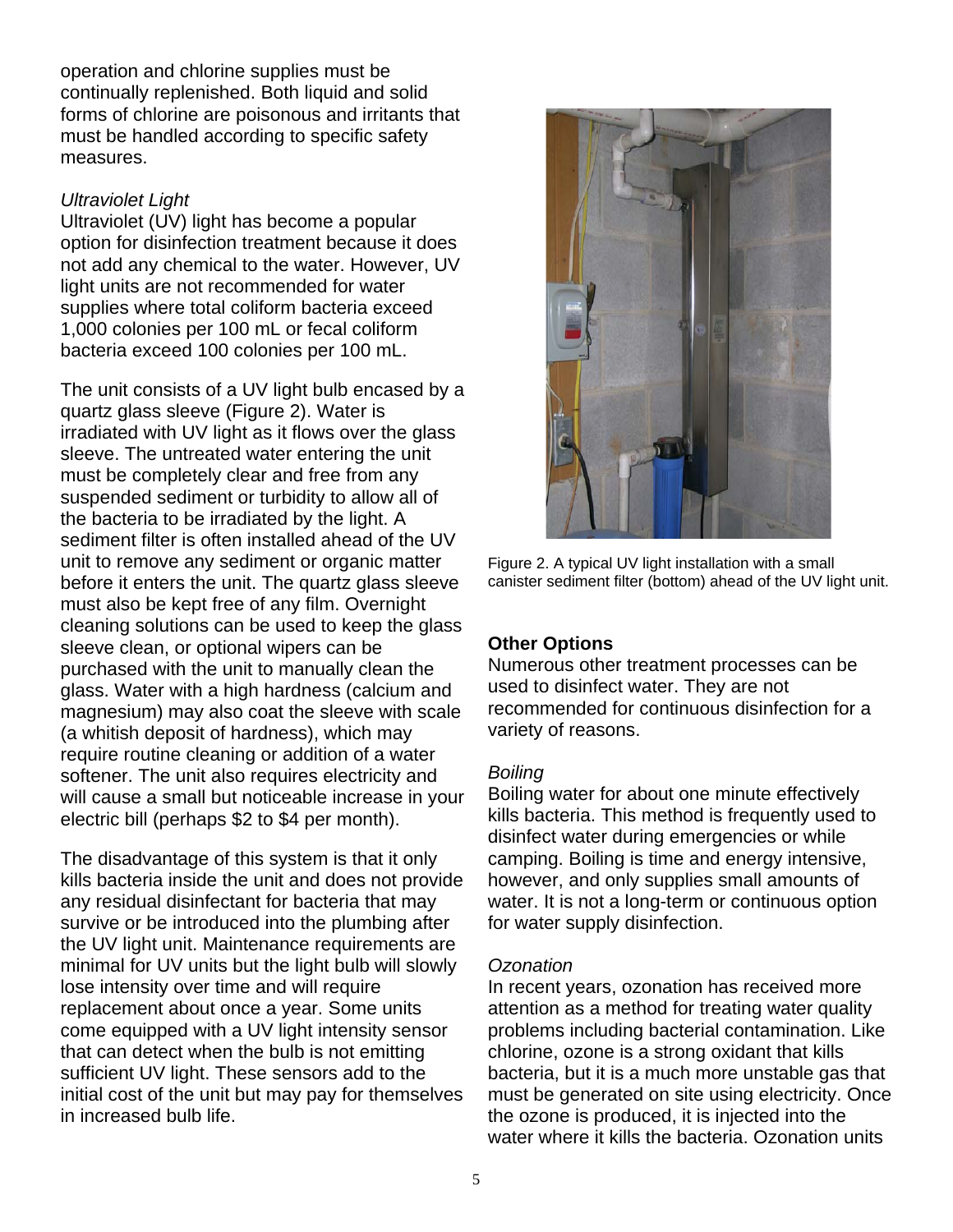operation and chlorine supplies must be continually replenished. Both liquid and solid forms of chlorine are poisonous and irritants that must be handled according to specific safety measures.

*Ultraviolet Light*

Ultraviolet (UV) light has become a popular option for disinfection treatment because it does not add any chemical to the water. However, UV light units are not recommended for water supplies where total coliform bacteria exceed 1,000 colonies per 100 mL or fecal coliform bacteria exceed 100 colonies per 100 mL.

The unit consists of a UV light bulb encased by a quartz glass sleeve (Figure 2). Water is irradiated with UV light as it flows over the glass sleeve. The untreated water entering the unit must be completely clear and free from any suspended sediment or turbidity to allow all of the bacteria to be irradiated by the light. A sediment filter is often installed ahead of the UV unit to remove any sediment or organic matter before it enters the unit. The quartz glass sleeve must also be kept free of any film. Overnight cleaning solutions can be used to keep the glass sleeve clean, or optional wipers can be purchased with the unit to manually clean the glass. Water with a high hardness (calcium and magnesium) may also coat the sleeve with scale (a whitish deposit of hardness), which may require routine cleaning or addition of a water softener. The unit also requires electricity and will cause a small but noticeable increase in your electric bill (perhaps $2 to $4 per month).

The disadvantage of this system is that it only kills bacteria inside the unit and does not provide any residual disinfectant for bacteria that may survive or be introduced into the plumbing after the UV light unit. Maintenance requirements are minimal for UV units but the light bulb will slowly lose intensity over time and will require replacement about once a year. Some units come equipped with a UV light intensity sensor that can detect when the bulb is not emitting sufficient UV light. These sensors add to the initial cost of the unit but may pay for themselves in increased bulb life.

Figure 2. A typical UV light installation with a small canister sediment filter (bottom) ahead of the UV light unit.

**Other Options**

Numerous other treatment processes can be used to disinfect water. They are not recommended for continuous disinfection for a variety of reasons.

*Boiling*

Boiling water for about one minute effectively kills bacteria. This method is frequently used to disinfect water during emergencies or while camping. Boiling is time and energy intensive, however, and only supplies small amounts of water. It is not a long-term or continuous option for water supply disinfection.

*Ozonation*

In recent years, ozonation has received more attention as a method for treating water quality problems including bacterial contamination. Like chlorine, ozone is a strong oxidant that kills bacteria, but it is a much more unstable gas that must be generated on site using electricity. Once the ozone is produced, it is injected into the water where it kills the bacteria. Ozonation units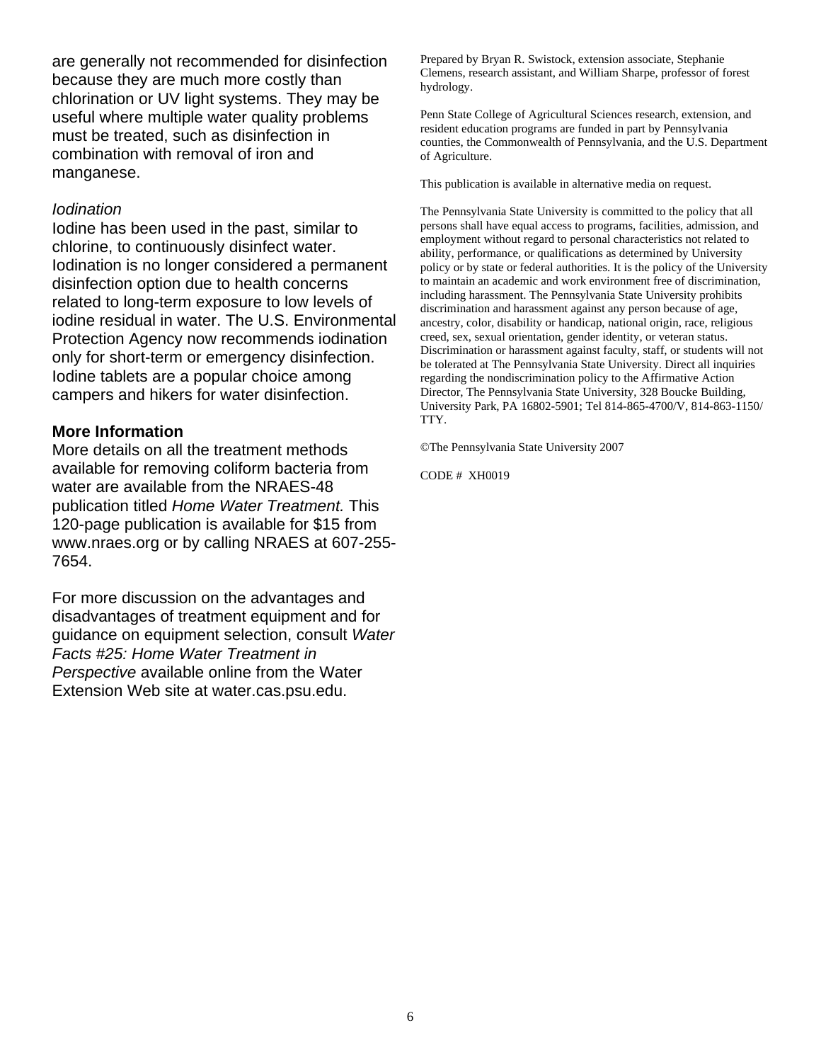are generally not recommended for disinfection because they are much more costly than chlorination or UV light systems. They may be useful where multiple water quality problems must be treated, such as disinfection in combination with removal of iron and manganese.

*Iodination*

Iodine has been used in the past, similar to chlorine, to continuously disinfect water. Iodination is no longer considered a permanent disinfection option due to health concerns related to long-term exposure to low levels of iodine residual in water. The U.S. Environmental Protection Agency now recommends iodination only for short-term or emergency disinfection. Iodine tablets are a popular choice among campers and hikers for water disinfection.

**More Information**

More details on all the treatment methods available for removing coliform bacteria from water are available from the NRAES-48 publication titled *Home Water Treatment.* This 120-page publication is available for $15 from www.nraes.org or by calling NRAES at 607-255-7654.

For more discussion on the advantages and disadvantages of treatment equipment and for guidance on equipment selection, consult *Water Facts #25: Home Water Treatment in Perspective* available online from the Water Extension Web site at water.cas.psu.edu.

Prepared by Bryan R. Swistock, extension associate, Stephanie Clemens, research assistant, and William Sharpe, professor of forest hydrology.

Penn State College of Agricultural Sciences research, extension, and resident education programs are funded in part by Pennsylvania counties, the Commonwealth of Pennsylvania, and the U.S. Department of Agriculture.

This publication is available in alternative media on request.

The Pennsylvania State University is committed to the policy that all persons shall have equal access to programs, facilities, admission, and employment without regard to personal characteristics not related to ability, performance, or qualifications as determined by University policy or by state or federal authorities. It is the policy of the University to maintain an academic and work environment free of discrimination, including harassment. The Pennsylvania State University prohibits discrimination and harassment against any person because of age, ancestry, color, disability or handicap, national origin, race, religious creed, sex, sexual orientation, gender identity, or veteran status. Discrimination or harassment against faculty, staff, or students will not be tolerated at The Pennsylvania State University. Direct all inquiries regarding the nondiscrimination policy to the Affirmative Action Director, The Pennsylvania State University, 328 Boucke Building, University Park, PA 16802-5901; Tel 814-865-4700/V, 814-863-1150/TTY.

©The Pennsylvania State University 2007

CODE # XH0019